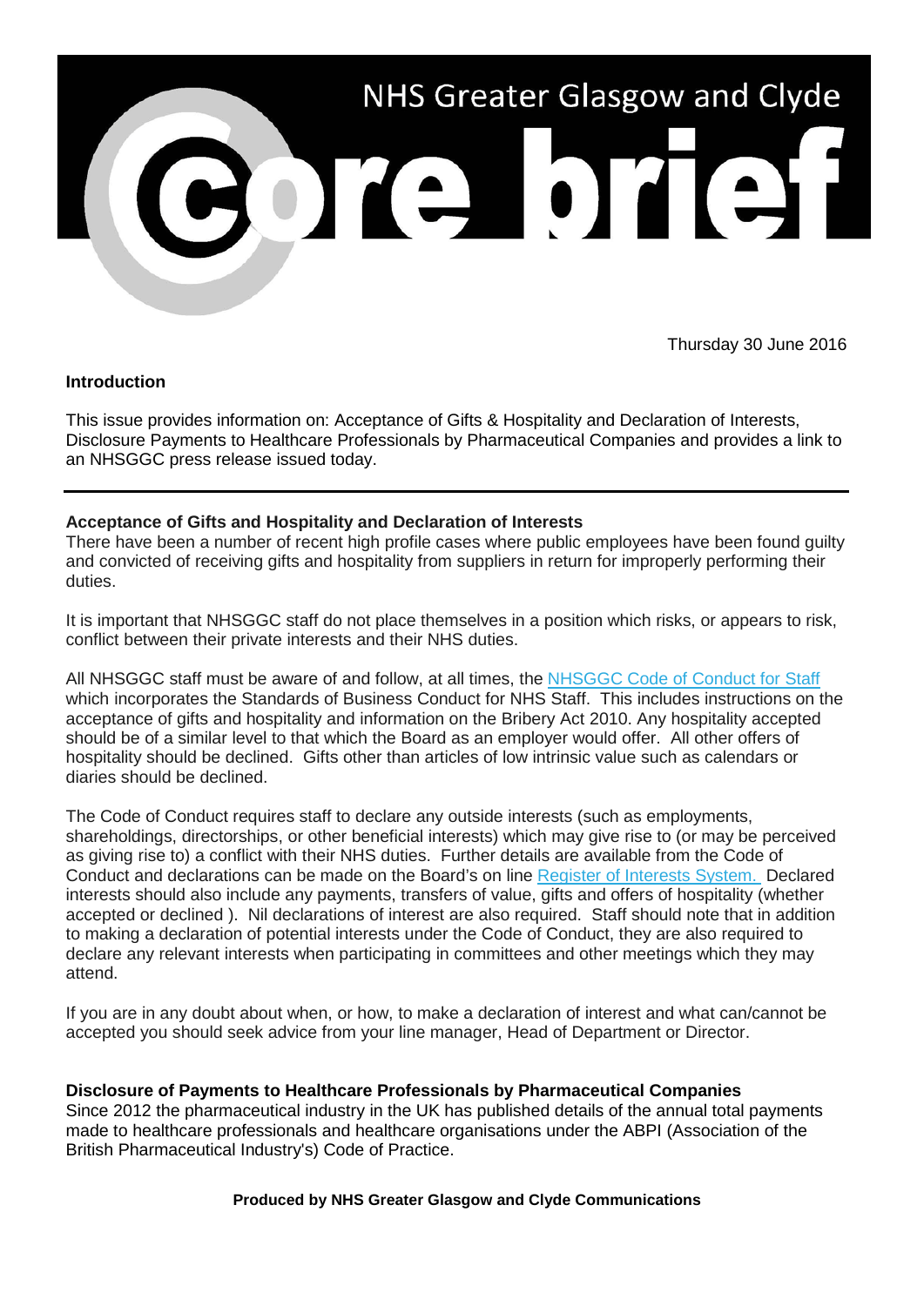# NHS Greater Glasgow and Clyde

# Core brief

Thursday 30 June 2016

**Introduction**

This issue provides information on: Acceptance of Gifts & Hospitality and Declaration of Interests, Disclosure Payments to Healthcare Professionals by Pharmaceutical Companies and provides a link to an NHSGGC press release issued today.

---

**Acceptance of Gifts and Hospitality and Declaration of Interests**

There have been a number of recent high profile cases where public employees have been found guilty and convicted of receiving gifts and hospitality from suppliers in return for improperly performing their duties.

It is important that NHSGGC staff do not place themselves in a position which risks, or appears to risk, conflict between their private interests and their NHS duties.

All NHSGGC staff must be aware of and follow, at all times, the NHSGGC Code of Conduct for Staff which incorporates the Standards of Business Conduct for NHS Staff. This includes instructions on the acceptance of gifts and hospitality and information on the Bribery Act 2010. Any hospitality accepted should be of a similar level to that which the Board as an employer would offer. All other offers of hospitality should be declined. Gifts other than articles of low intrinsic value such as calendars or diaries should be declined.

The Code of Conduct requires staff to declare any outside interests (such as employments, shareholdings, directorships, or other beneficial interests) which may give rise to (or may be perceived as giving rise to) a conflict with their NHS duties. Further details are available from the Code of Conduct and declarations can be made on the Board's on line Register of Interests System. Declared interests should also include any payments, transfers of value, gifts and offers of hospitality (whether accepted or declined ). Nil declarations of interest are also required. Staff should note that in addition to making a declaration of potential interests under the Code of Conduct, they are also required to declare any relevant interests when participating in committees and other meetings which they may attend.

If you are in any doubt about when, or how, to make a declaration of interest and what can/cannot be accepted you should seek advice from your line manager, Head of Department or Director.

**Disclosure of Payments to Healthcare Professionals by Pharmaceutical Companies**

Since 2012 the pharmaceutical industry in the UK has published details of the annual total payments made to healthcare professionals and healthcare organisations under the ABPI (Association of the British Pharmaceutical Industry's) Code of Practice.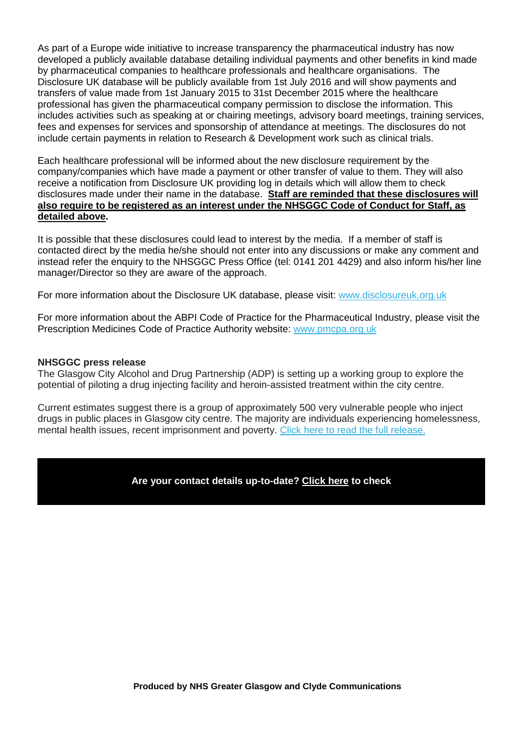As part of a Europe wide initiative to increase transparency the pharmaceutical industry has now developed a publicly available database detailing individual payments and other benefits in kind made by pharmaceutical companies to healthcare professionals and healthcare organisations. The Disclosure UK database will be publicly available from 1st July 2016 and will show payments and transfers of value made from 1st January 2015 to 31st December 2015 where the healthcare professional has given the pharmaceutical company permission to disclose the information. This includes activities such as speaking at or chairing meetings, advisory board meetings, training services, fees and expenses for services and sponsorship of attendance at meetings. The disclosures do not include certain payments in relation to Research & Development work such as clinical trials.

Each healthcare professional will be informed about the new disclosure requirement by the company/companies which have made a payment or other transfer of value to them. They will also receive a notification from Disclosure UK providing log in details which will allow them to check disclosures made under their name in the database. **Staff are reminded that these disclosures will also require to be registered as an interest under the NHSGGC Code of Conduct for Staff, as detailed above.**

It is possible that these disclosures could lead to interest by the media. If a member of staff is contacted direct by the media he/she should not enter into any discussions or make any comment and instead refer the enquiry to the NHSGGC Press Office (tel: 0141 201 4429) and also inform his/her line manager/Director so they are aware of the approach.

For more information about the Disclosure UK database, please visit: www.disclosureuk.org.uk

For more information about the ABPI Code of Practice for the Pharmaceutical Industry, please visit the Prescription Medicines Code of Practice Authority website: www.pmcpa.org.uk

**NHSGGC press release**

The Glasgow City Alcohol and Drug Partnership (ADP) is setting up a working group to explore the potential of piloting a drug injecting facility and heroin-assisted treatment within the city centre.

Current estimates suggest there is a group of approximately 500 very vulnerable people who inject drugs in public places in Glasgow city centre. The majority are individuals experiencing homelessness, mental health issues, recent imprisonment and poverty. Click here to read the full release.

**Are your contact details up-to-date? Click here to check**

**Produced by NHS Greater Glasgow and Clyde Communications**